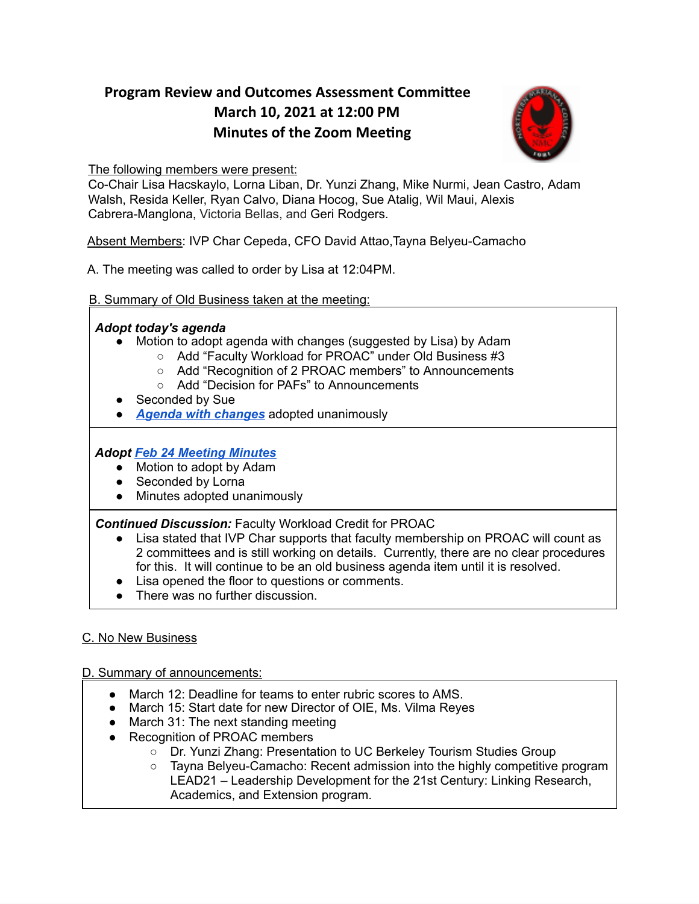# Program Review and Outcomes Assessment Committee
## March 10, 2021 at 12:00 PM
## Minutes of the Zoom Meeting

The following members were present:
Co-Chair Lisa Hacskaylo, Lorna Liban, Dr. Yunzi Zhang, Mike Nurmi, Jean Castro, Adam Walsh, Resida Keller, Ryan Calvo, Diana Hocog, Sue Atalig, Wil Maui, Alexis Cabrera-Manglona, Victoria Bellas, and Geri Rodgers.

Absent Members: IVP Char Cepeda, CFO David Attao,Tayna Belyeu-Camacho

A. The meeting was called to order by Lisa at 12:04PM.

B. Summary of Old Business taken at the meeting:

***Adopt today's agenda***
- Motion to adopt agenda with changes (suggested by Lisa) by Adam
  - Add "Faculty Workload for PROAC" under Old Business #3
  - Add "Recognition of 2 PROAC members" to Announcements
  - Add "Decision for PAFs" to Announcements
- Seconded by Sue
- ***Agenda with changes*** adopted unanimously

***Adopt Feb 24 Meeting Minutes***
- Motion to adopt by Adam
- Seconded by Lorna
- Minutes adopted unanimously

***Continued Discussion:*** Faculty Workload Credit for PROAC
- Lisa stated that IVP Char supports that faculty membership on PROAC will count as 2 committees and is still working on details. Currently, there are no clear procedures for this. It will continue to be an old business agenda item until it is resolved.
- Lisa opened the floor to questions or comments.
- There was no further discussion.

C. No New Business

D. Summary of announcements:

- March 12: Deadline for teams to enter rubric scores to AMS.
- March 15: Start date for new Director of OIE, Ms. Vilma Reyes
- March 31: The next standing meeting
- Recognition of PROAC members
  - Dr. Yunzi Zhang: Presentation to UC Berkeley Tourism Studies Group
  - Tayna Belyeu-Camacho: Recent admission into the highly competitive program LEAD21 – Leadership Development for the 21st Century: Linking Research, Academics, and Extension program.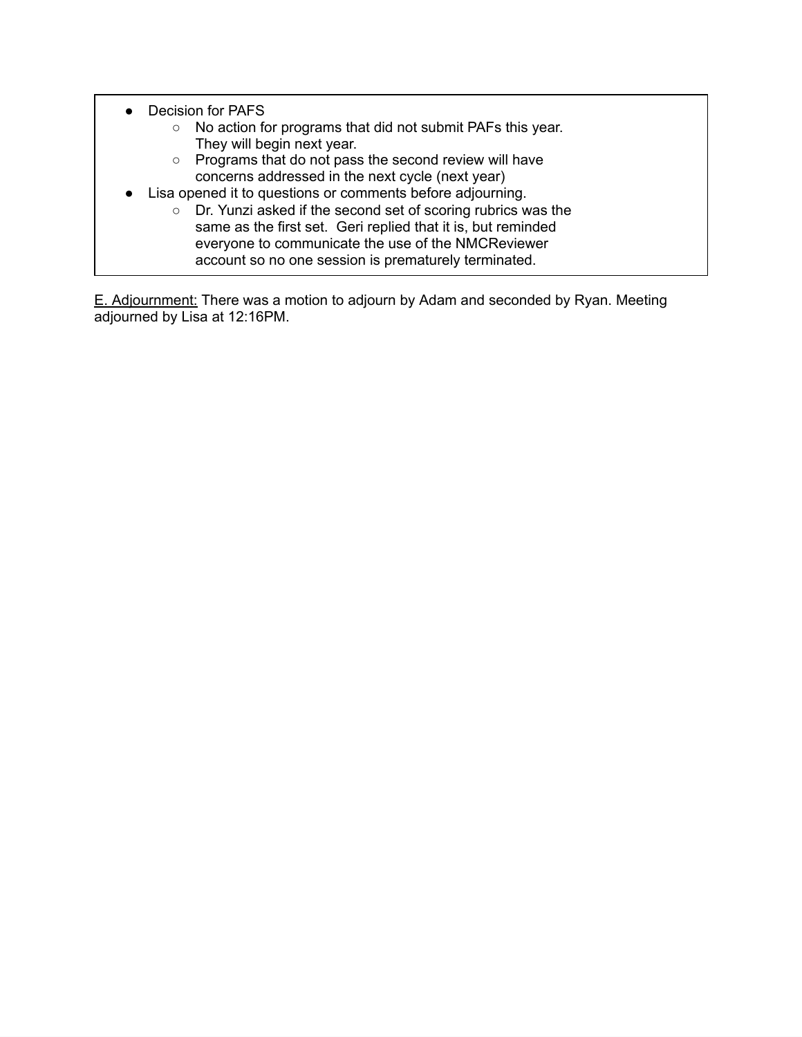- Decision for PAFS
  - No action for programs that did not submit PAFs this year. They will begin next year.
  - Programs that do not pass the second review will have concerns addressed in the next cycle (next year)
- Lisa opened it to questions or comments before adjourning.
  - Dr. Yunzi asked if the second set of scoring rubrics was the same as the first set. Geri replied that it is, but reminded everyone to communicate the use of the NMCReviewer account so no one session is prematurely terminated.

<u>E. Adjournment:</u> There was a motion to adjourn by Adam and seconded by Ryan. Meeting adjourned by Lisa at 12:16PM.